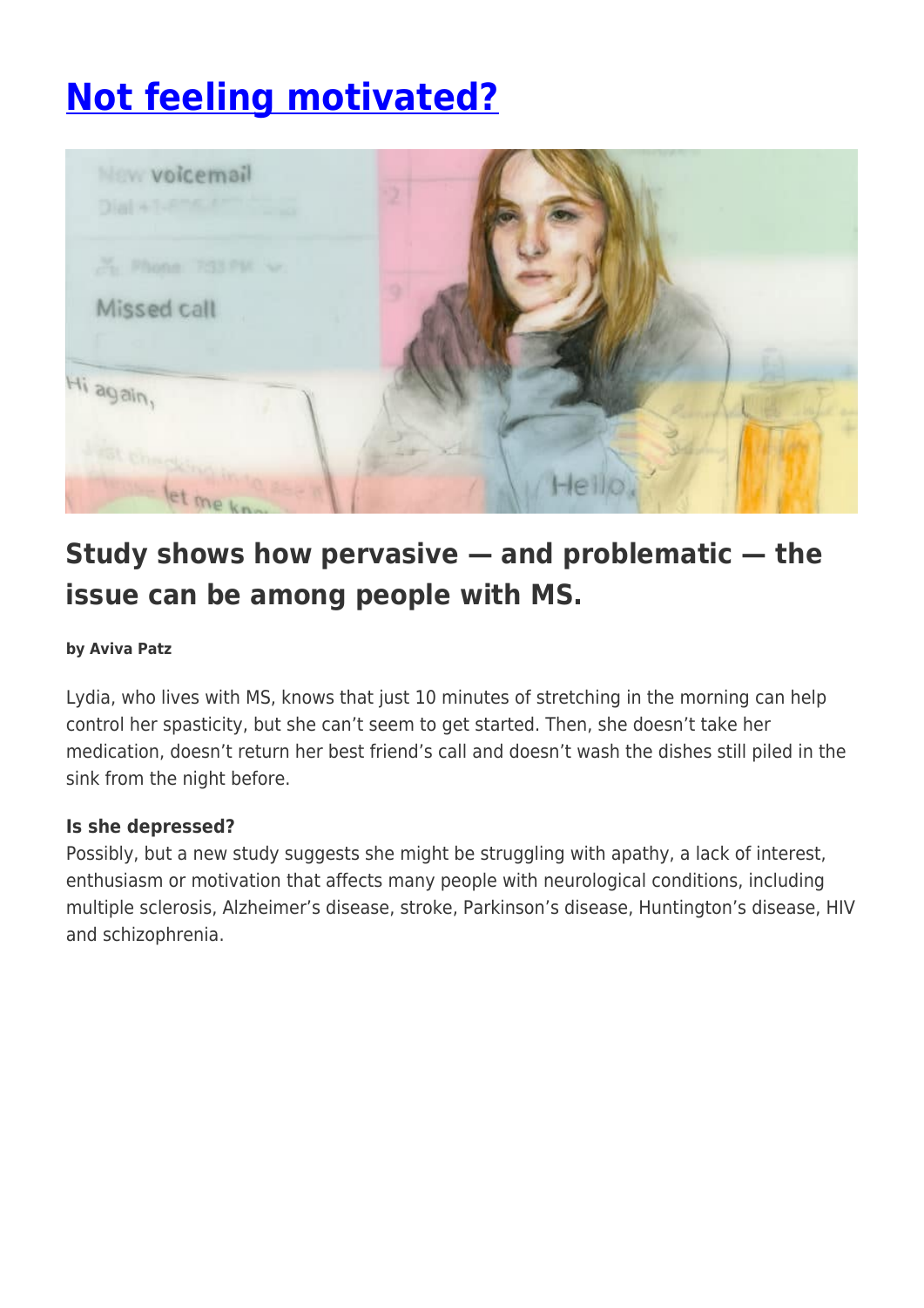# [Not feeling motivated?]

## Study shows how pervasive — and problematic — the issue can be among people with MS.

**by Aviva Patz**

Lydia, who lives with MS, knows that just 10 minutes of stretching in the morning can help control her spasticity, but she can't seem to get started. Then, she doesn't take her medication, doesn't return her best friend's call and doesn't wash the dishes still piled in the sink from the night before.

**Is she depressed?**

Possibly, but a new study suggests she might be struggling with apathy, a lack of interest, enthusiasm or motivation that affects many people with neurological conditions, including multiple sclerosis, Alzheimer's disease, stroke, Parkinson's disease, Huntington's disease, HIV and schizophrenia.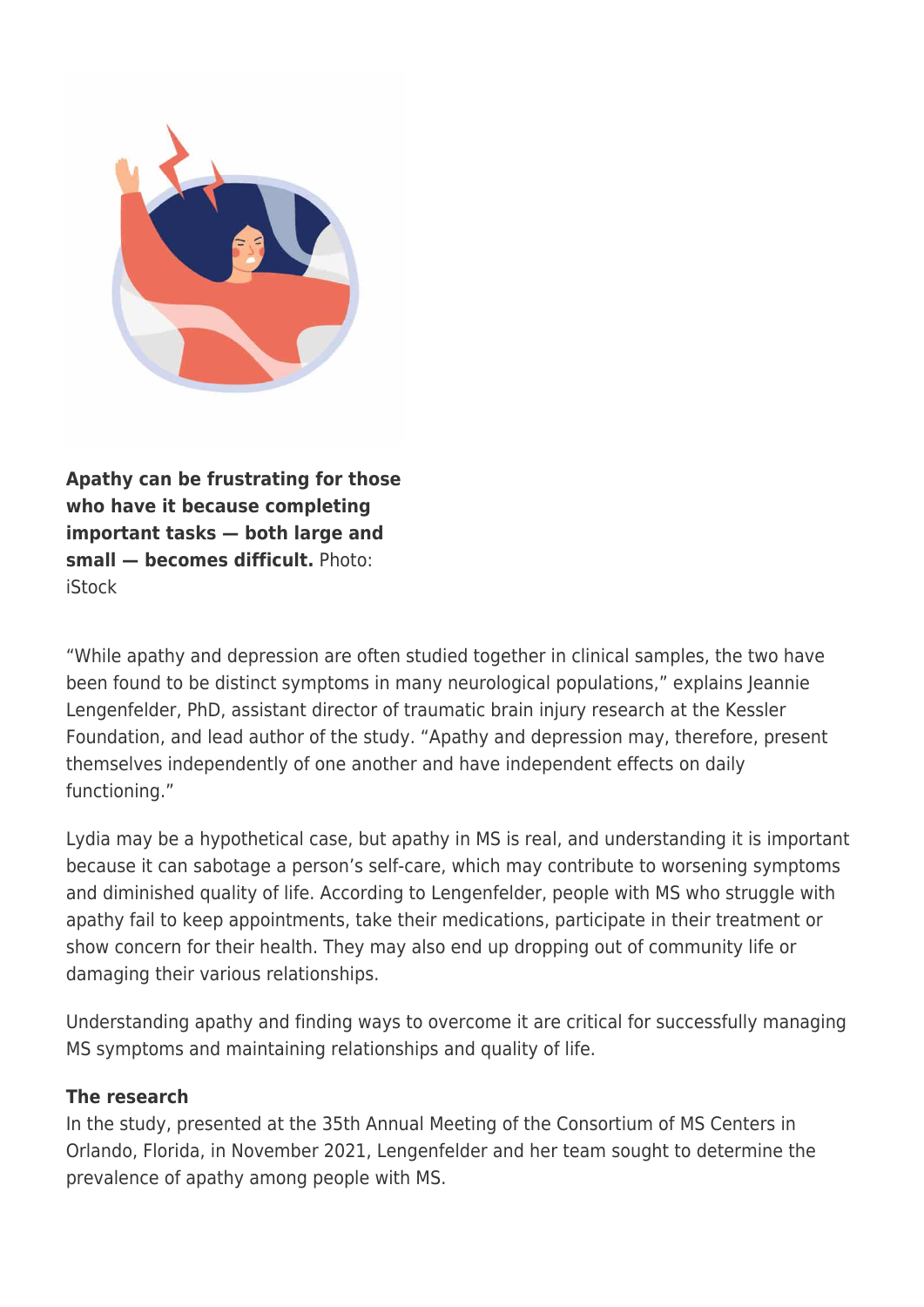**Apathy can be frustrating for those who have it because completing important tasks — both large and small — becomes difficult.** Photo: iStock

"While apathy and depression are often studied together in clinical samples, the two have been found to be distinct symptoms in many neurological populations," explains Jeannie Lengenfelder, PhD, assistant director of traumatic brain injury research at the Kessler Foundation, and lead author of the study. "Apathy and depression may, therefore, present themselves independently of one another and have independent effects on daily functioning."

Lydia may be a hypothetical case, but apathy in MS is real, and understanding it is important because it can sabotage a person's self-care, which may contribute to worsening symptoms and diminished quality of life. According to Lengenfelder, people with MS who struggle with apathy fail to keep appointments, take their medications, participate in their treatment or show concern for their health. They may also end up dropping out of community life or damaging their various relationships.

Understanding apathy and finding ways to overcome it are critical for successfully managing MS symptoms and maintaining relationships and quality of life.

**The research**

In the study, presented at the 35th Annual Meeting of the Consortium of MS Centers in Orlando, Florida, in November 2021, Lengenfelder and her team sought to determine the prevalence of apathy among people with MS.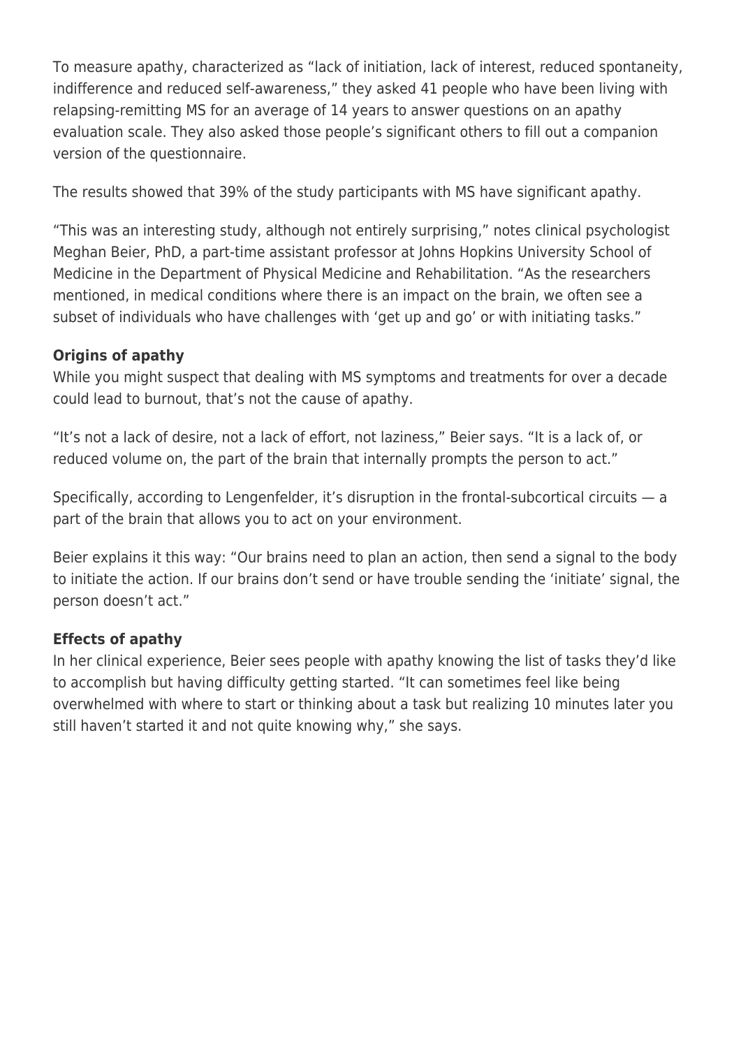To measure apathy, characterized as "lack of initiation, lack of interest, reduced spontaneity, indifference and reduced self-awareness," they asked 41 people who have been living with relapsing-remitting MS for an average of 14 years to answer questions on an apathy evaluation scale. They also asked those people's significant others to fill out a companion version of the questionnaire.

The results showed that 39% of the study participants with MS have significant apathy.

"This was an interesting study, although not entirely surprising," notes clinical psychologist Meghan Beier, PhD, a part-time assistant professor at Johns Hopkins University School of Medicine in the Department of Physical Medicine and Rehabilitation. "As the researchers mentioned, in medical conditions where there is an impact on the brain, we often see a subset of individuals who have challenges with 'get up and go' or with initiating tasks."

**Origins of apathy**

While you might suspect that dealing with MS symptoms and treatments for over a decade could lead to burnout, that's not the cause of apathy.

"It's not a lack of desire, not a lack of effort, not laziness," Beier says. "It is a lack of, or reduced volume on, the part of the brain that internally prompts the person to act."

Specifically, according to Lengenfelder, it's disruption in the frontal-subcortical circuits — a part of the brain that allows you to act on your environment.

Beier explains it this way: "Our brains need to plan an action, then send a signal to the body to initiate the action. If our brains don't send or have trouble sending the 'initiate' signal, the person doesn't act."

**Effects of apathy**

In her clinical experience, Beier sees people with apathy knowing the list of tasks they'd like to accomplish but having difficulty getting started. "It can sometimes feel like being overwhelmed with where to start or thinking about a task but realizing 10 minutes later you still haven't started it and not quite knowing why," she says.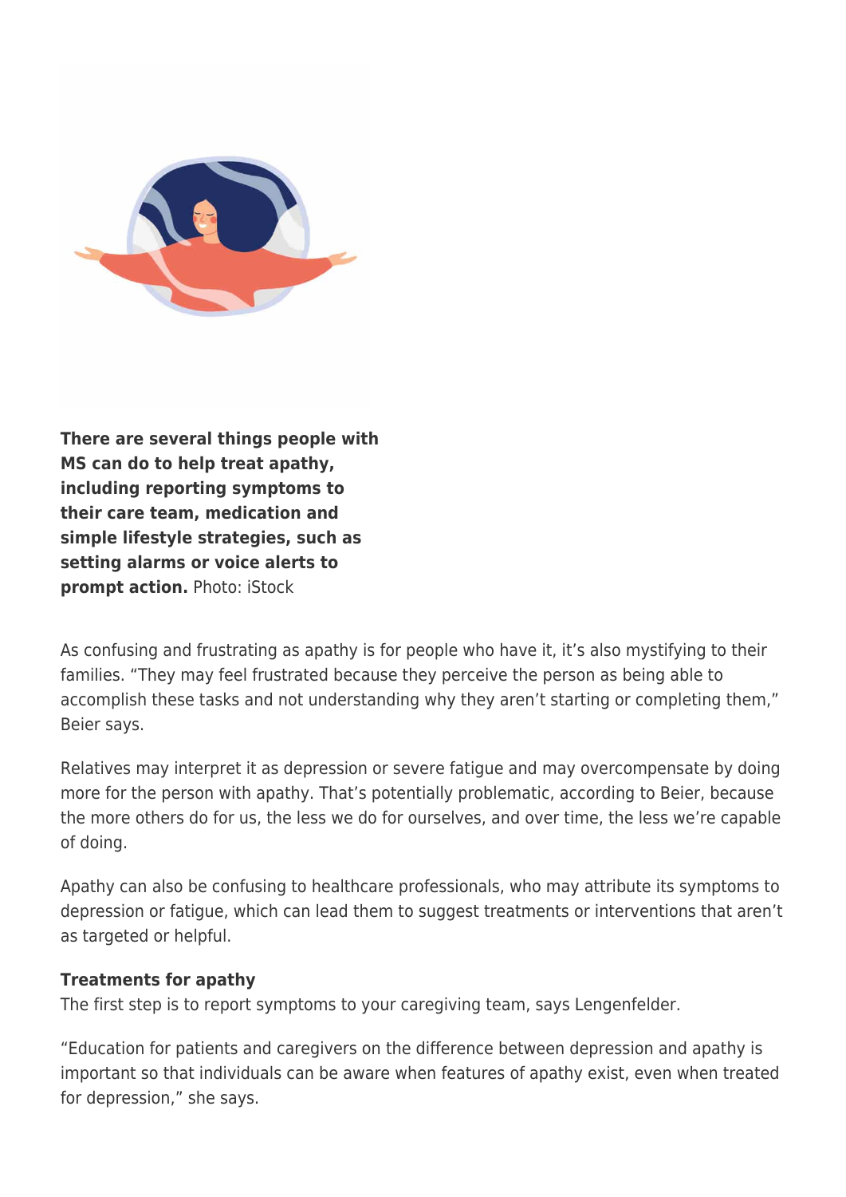**There are several things people with MS can do to help treat apathy, including reporting symptoms to their care team, medication and simple lifestyle strategies, such as setting alarms or voice alerts to prompt action.** Photo: iStock

As confusing and frustrating as apathy is for people who have it, it's also mystifying to their families. "They may feel frustrated because they perceive the person as being able to accomplish these tasks and not understanding why they aren't starting or completing them," Beier says.

Relatives may interpret it as depression or severe fatigue and may overcompensate by doing more for the person with apathy. That's potentially problematic, according to Beier, because the more others do for us, the less we do for ourselves, and over time, the less we're capable of doing.

Apathy can also be confusing to healthcare professionals, who may attribute its symptoms to depression or fatigue, which can lead them to suggest treatments or interventions that aren't as targeted or helpful.

**Treatments for apathy**

The first step is to report symptoms to your caregiving team, says Lengenfelder.

"Education for patients and caregivers on the difference between depression and apathy is important so that individuals can be aware when features of apathy exist, even when treated for depression," she says.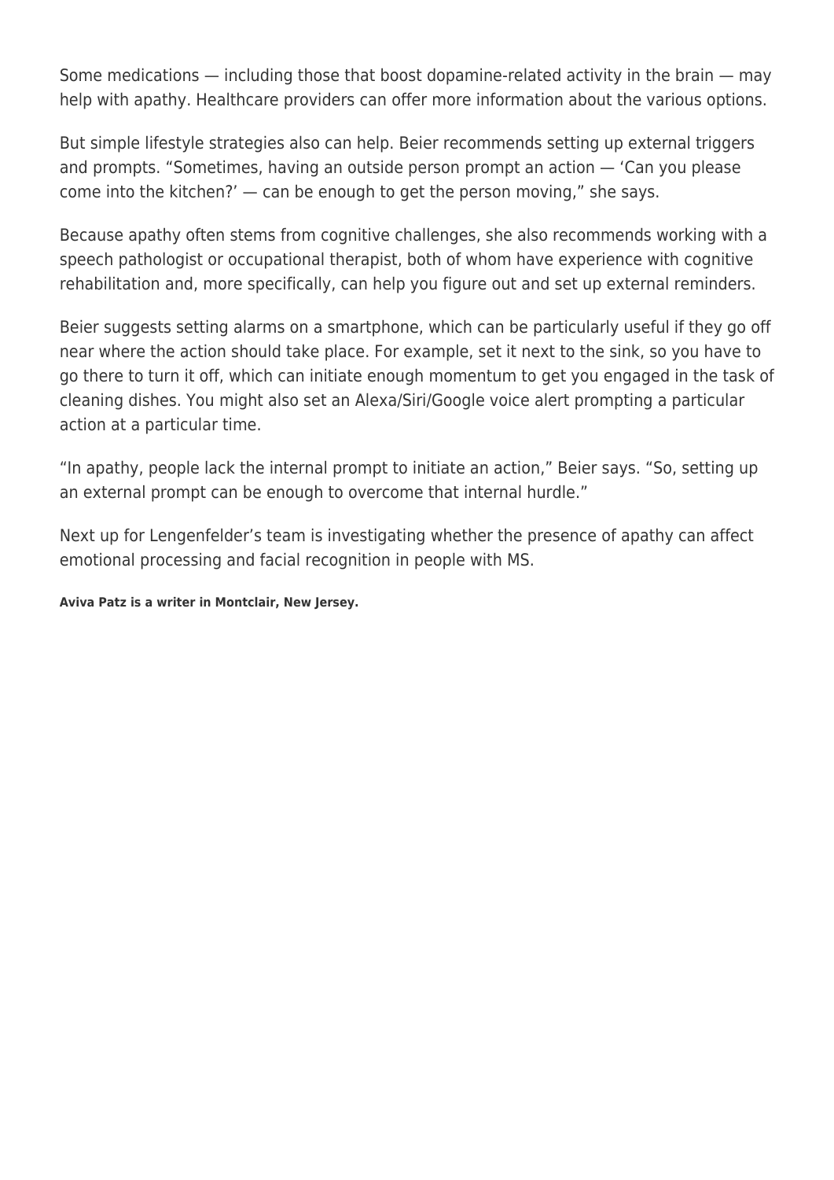Some medications — including those that boost dopamine-related activity in the brain — may help with apathy. Healthcare providers can offer more information about the various options.

But simple lifestyle strategies also can help. Beier recommends setting up external triggers and prompts. “Sometimes, having an outside person prompt an action — ‘Can you please come into the kitchen?’ — can be enough to get the person moving,” she says.

Because apathy often stems from cognitive challenges, she also recommends working with a speech pathologist or occupational therapist, both of whom have experience with cognitive rehabilitation and, more specifically, can help you figure out and set up external reminders.

Beier suggests setting alarms on a smartphone, which can be particularly useful if they go off near where the action should take place. For example, set it next to the sink, so you have to go there to turn it off, which can initiate enough momentum to get you engaged in the task of cleaning dishes. You might also set an Alexa/Siri/Google voice alert prompting a particular action at a particular time.

“In apathy, people lack the internal prompt to initiate an action,” Beier says. “So, setting up an external prompt can be enough to overcome that internal hurdle.”

Next up for Lengenfelder’s team is investigating whether the presence of apathy can affect emotional processing and facial recognition in people with MS.

**Aviva Patz is a writer in Montclair, New Jersey.**